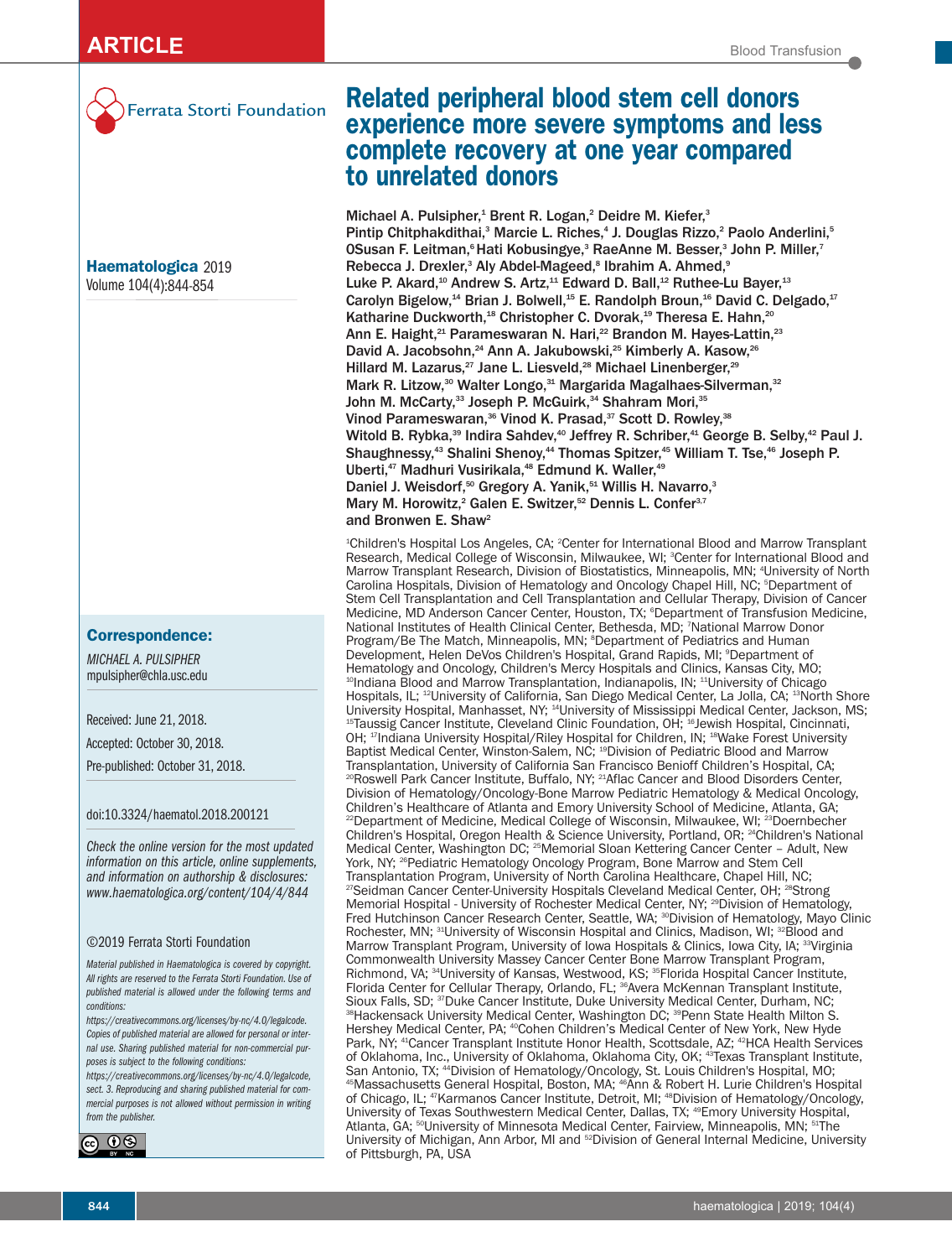ARTICLE

Ferrata Storti Foundation

# Related peripheral blood stem cell donors experience more severe symptoms and less complete recovery at one year compared to unrelated donors

Michael A. Pulsipher,[1] Brent R. Logan,[2] Deidre M. Kiefer,[3] Pintip Chitphakdithai,[3] Marcie L. Riches,[4] J. Douglas Rizzo,[2] Paolo Anderlini,[5] 0Susan F. Leitman,[6] Hati Kobusingye,[3] RaeAnne M. Besser,[3] John P. Miller,[7] Rebecca J. Drexler,[3] Aly Abdel-Mageed,[8] Ibrahim A. Ahmed,[9] Luke P. Akard,[10] Andrew S. Artz,[11] Edward D. Ball,[12] Ruthee-Lu Bayer,[13] Carolyn Bigelow,[14] Brian J. Bolwell,[15] E. Randolph Broun,[16] David C. Delgado,[17] Katharine Duckworth,[18] Christopher C. Dvorak,[19] Theresa E. Hahn,[20] Ann E. Haight,[21] Parameswaran N. Hari,[22] Brandon M. Hayes-Lattin,[23] David A. Jacobsohn,[24] Ann A. Jakubowski,[25] Kimberly A. Kasow,[26] Hillard M. Lazarus,[27] Jane L. Liesveld,[28] Michael Linenberger,[29] Mark R. Litzow,[30] Walter Longo,[31] Margarida Magalhaes-Silverman,[32] John M. McCarty,[33] Joseph P. McGuirk,[34] Shahram Mori,[35] Vinod Parameswaran,[36] Vinod K. Prasad,[37] Scott D. Rowley,[38] Witold B. Rybka,[39] Indira Sahdev,[40] Jeffrey R. Schriber,[41] George B. Selby,[42] Paul J. Shaughnessy,[43] Shalini Shenoy,[44] Thomas Spitzer,[45] William T. Tse,[46] Joseph P. Uberti,[47] Madhuri Vusirikala,[48] Edmund K. Waller,[49] Daniel J. Weisdorf,[50] Gregory A. Yanik,[51] Willis H. Navarro,[3] Mary M. Horowitz,[2] Galen E. Switzer,[52] Dennis L. Confer[3,7] and Bronwen E. Shaw[2]

[1]Children's Hospital Los Angeles, CA; [2]Center for International Blood and Marrow Transplant Research, Medical College of Wisconsin, Milwaukee, WI; [3]Center for International Blood and Marrow Transplant Research, Division of Biostatistics, Minneapolis, MN; [4]University of North Carolina Hospitals, Division of Hematology and Oncology Chapel Hill, NC; [5]Department of Stem Cell Transplantation and Cell Transplantation and Cellular Therapy, Division of Cancer Medicine, MD Anderson Cancer Center, Houston, TX; [6]Department of Transfusion Medicine, National Institutes of Health Clinical Center, Bethesda, MD; [7]National Marrow Donor Program/Be The Match, Minneapolis, MN; [8]Department of Pediatrics and Human Development, Helen DeVos Children's Hospital, Grand Rapids, MI; [9]Department of Hematology and Oncology, Children's Mercy Hospitals and Clinics, Kansas City, MO; [10]Indiana Blood and Marrow Transplantation, Indianapolis, IN; [11]University of Chicago Hospitals, IL; [12]University of California, San Diego Medical Center, La Jolla, CA; [13]North Shore University Hospital, Manhasset, NY; [14]University of Mississippi Medical Center, Jackson, MS; [15]Taussig Cancer Institute, Cleveland Clinic Foundation, OH; [16]Jewish Hospital, Cincinnati, OH; [17]Indiana University Hospital/Riley Hospital for Children, IN; [18]Wake Forest University Baptist Medical Center, Winston-Salem, NC; [19]Division of Pediatric Blood and Marrow Transplantation, University of California San Francisco Benioff Children's Hospital, CA; [20]Roswell Park Cancer Institute, Buffalo, NY; [21]Aflac Cancer and Blood Disorders Center, Division of Hematology/Oncology-Bone Marrow Pediatric Hematology & Medical Oncology, Children's Healthcare of Atlanta and Emory University School of Medicine, Atlanta, GA; [22]Department of Medicine, Medical College of Wisconsin, Milwaukee, WI; [23]Doernbecher Children's Hospital, Oregon Health & Science University, Portland, OR; [24]Children's National Medical Center, Washington DC; [25]Memorial Sloan Kettering Cancer Center – Adult, New York, NY; [26]Pediatric Hematology Oncology Program, Bone Marrow and Stem Cell Transplantation Program, University of North Carolina Healthcare, Chapel Hill, NC; [27]Seidman Cancer Center-University Hospitals Cleveland Medical Center, OH; [28]Strong Memorial Hospital - University of Rochester Medical Center, NY; [29]Division of Hematology, Fred Hutchinson Cancer Research Center, Seattle, WA; [30]Division of Hematology, Mayo Clinic Rochester, MN; [31]University of Wisconsin Hospital and Clinics, Madison, WI; [32]Blood and Marrow Transplant Program, University of Iowa Hospitals & Clinics, Iowa City, IA; [33]Virginia Commonwealth University Massey Cancer Center Bone Marrow Transplant Program, Richmond, VA; [34]University of Kansas, Westwood, KS; [35]Florida Hospital Cancer Institute, Florida Center for Cellular Therapy, Orlando, FL; [36]Avera McKennan Transplant Institute, Sioux Falls, SD; [37]Duke Cancer Institute, Duke University Medical Center, Durham, NC; [38]Hackensack University Medical Center, Washington DC; [39]Penn State Health Milton S. Hershey Medical Center, PA; [40]Cohen Children's Medical Center of New York, New Hyde Park, NY; [41]Cancer Transplant Institute Honor Health, Scottsdale, AZ; [42]HCA Health Services of Oklahoma, Inc., University of Oklahoma, Oklahoma City, OK; [43]Texas Transplant Institute, San Antonio, TX; [44]Division of Hematology/Oncology, St. Louis Children's Hospital, MO; [45]Massachusetts General Hospital, Boston, MA; [46]Ann & Robert H. Lurie Children's Hospital of Chicago, IL; [47]Karmanos Cancer Institute, Detroit, MI; [48]Division of Hematology/Oncology, University of Texas Southwestern Medical Center, Dallas, TX; [49]Emory University Hospital, Atlanta, GA; [50]University of Minnesota Medical Center, Fairview, Minneapolis, MN; [51]The University of Michigan, Ann Arbor, MI and [52]Division of General Internal Medicine, University of Pittsburgh, PA, USA

**Haematologica** 2019
Volume 104(4):844-854

**Correspondence:**

*MICHAEL A. PULSIPHER*
mpulsipher@chla.usc.edu

Received: June 21, 2018.

Accepted: October 30, 2018.

Pre-published: October 31, 2018.

doi:10.3324/haematol.2018.200121

*Check the online version for the most updated information on this article, online supplements, and information on authorship & disclosures: www.haematologica.org/content/104/4/844*

©2019 Ferrata Storti Foundation

*Material published in Haematologica is covered by copyright. All rights are reserved to the Ferrata Storti Foundation. Use of published material is allowed under the following terms and conditions:*
*https://creativecommons.org/licenses/by-nc/4.0/legalcode. Copies of published material are allowed for personal or internal use. Sharing published material for non-commercial purposes is subject to the following conditions:*
*https://creativecommons.org/licenses/by-nc/4.0/legalcode, sect. 3. Reproducing and sharing published material for commercial purposes is not allowed without permission in writing from the publisher.*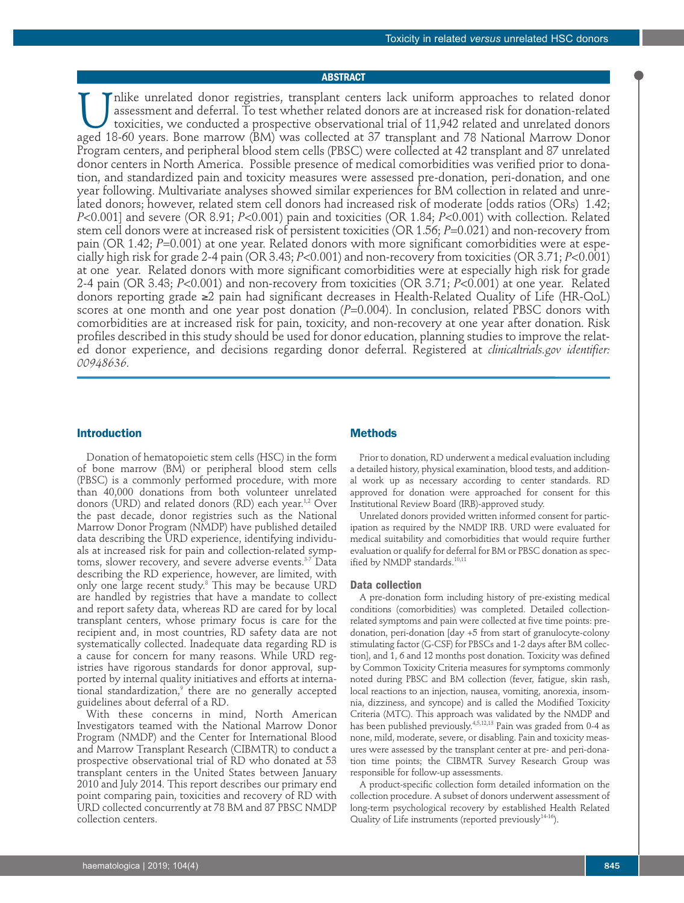## ABSTRACT

Unlike unrelated donor registries, transplant centers lack uniform approaches to related donor assessment and deferral. To test whether related donors are at increased risk for donation-related toxicities, we conducted a prospective observational trial of 11,942 related and unrelated donors aged 18-60 years. Bone marrow (BM) was collected at 37 transplant and 78 National Marrow Donor Program centers, and peripheral blood stem cells (PBSC) were collected at 42 transplant and 87 unrelated donor centers in North America. Possible presence of medical comorbidities was verified prior to donation, and standardized pain and toxicity measures were assessed pre-donation, peri-donation, and one year following. Multivariate analyses showed similar experiences for BM collection in related and unrelated donors; however, related stem cell donors had increased risk of moderate [odds ratios (ORs) 1.42; *P*<0.001] and severe (OR 8.91; *P*<0.001) pain and toxicities (OR 1.84; *P*<0.001) with collection. Related stem cell donors were at increased risk of persistent toxicities (OR 1.56; *P*=0.021) and non-recovery from pain (OR 1.42; *P*=0.001) at one year. Related donors with more significant comorbidities were at especially high risk for grade 2-4 pain (OR 3.43; *P*<0.001) and non-recovery from toxicities (OR 3.71; *P*<0.001) at one year. Related donors with more significant comorbidities were at especially high risk for grade 2-4 pain (OR 3.43; *P*<0.001) and non-recovery from toxicities (OR 3.71; *P*<0.001) at one year. Related donors reporting grade ≥2 pain had significant decreases in Health-Related Quality of Life (HR-QoL) scores at one month and one year post donation (*P*=0.004). In conclusion, related PBSC donors with comorbidities are at increased risk for pain, toxicity, and non-recovery at one year after donation. Risk profiles described in this study should be used for donor education, planning studies to improve the related donor experience, and decisions regarding donor deferral. Registered at *clinicaltrials.gov identifier: 00948636.*

## Introduction

Donation of hematopoietic stem cells (HSC) in the form of bone marrow (BM) or peripheral blood stem cells (PBSC) is a commonly performed procedure, with more than 40,000 donations from both volunteer unrelated donors (URD) and related donors (RD) each year.[1,2] Over the past decade, donor registries such as the National Marrow Donor Program (NMDP) have published detailed data describing the URD experience, identifying individuals at increased risk for pain and collection-related symptoms, slower recovery, and severe adverse events.[3-7] Data describing the RD experience, however, are limited, with only one large recent study.[8] This may be because URD are handled by registries that have a mandate to collect and report safety data, whereas RD are cared for by local transplant centers, whose primary focus is care for the recipient and, in most countries, RD safety data are not systematically collected. Inadequate data regarding RD is a cause for concern for many reasons. While URD registries have rigorous standards for donor approval, supported by internal quality initiatives and efforts at international standardization,[9] there are no generally accepted guidelines about deferral of a RD.

With these concerns in mind, North American Investigators teamed with the National Marrow Donor Program (NMDP) and the Center for International Blood and Marrow Transplant Research (CIBMTR) to conduct a prospective observational trial of RD who donated at 53 transplant centers in the United States between January 2010 and July 2014. This report describes our primary end point comparing pain, toxicities and recovery of RD with URD collected concurrently at 78 BM and 87 PBSC NMDP collection centers.

## Methods

Prior to donation, RD underwent a medical evaluation including a detailed history, physical examination, blood tests, and additional work up as necessary according to center standards. RD approved for donation were approached for consent for this Institutional Review Board (IRB)-approved study.

Unrelated donors provided written informed consent for participation as required by the NMDP IRB. URD were evaluated for medical suitability and comorbidities that would require further evaluation or qualify for deferral for BM or PBSC donation as specified by NMDP standards.[10,11]

### Data collection

A pre-donation form including history of pre-existing medical conditions (comorbidities) was completed. Detailed collection-related symptoms and pain were collected at five time points: pre-donation, peri-donation [day +5 from start of granulocyte-colony stimulating factor (G-CSF) for PBSCs and 1-2 days after BM collection], and 1, 6 and 12 months post donation. Toxicity was defined by Common Toxicity Criteria measures for symptoms commonly noted during PBSC and BM collection (fever, fatigue, skin rash, local reactions to an injection, nausea, vomiting, anorexia, insomnia, dizziness, and syncope) and is called the Modified Toxicity Criteria (MTC). This approach was validated by the NMDP and has been published previously.[4,5,12,13] Pain was graded from 0-4 as none, mild, moderate, severe, or disabling. Pain and toxicity measures were assessed by the transplant center at pre- and peri-donation time points; the CIBMTR Survey Research Group was responsible for follow-up assessments.

A product-specific collection form detailed information on the collection procedure. A subset of donors underwent assessment of long-term psychological recovery by established Health Related Quality of Life instruments (reported previously[14-16]).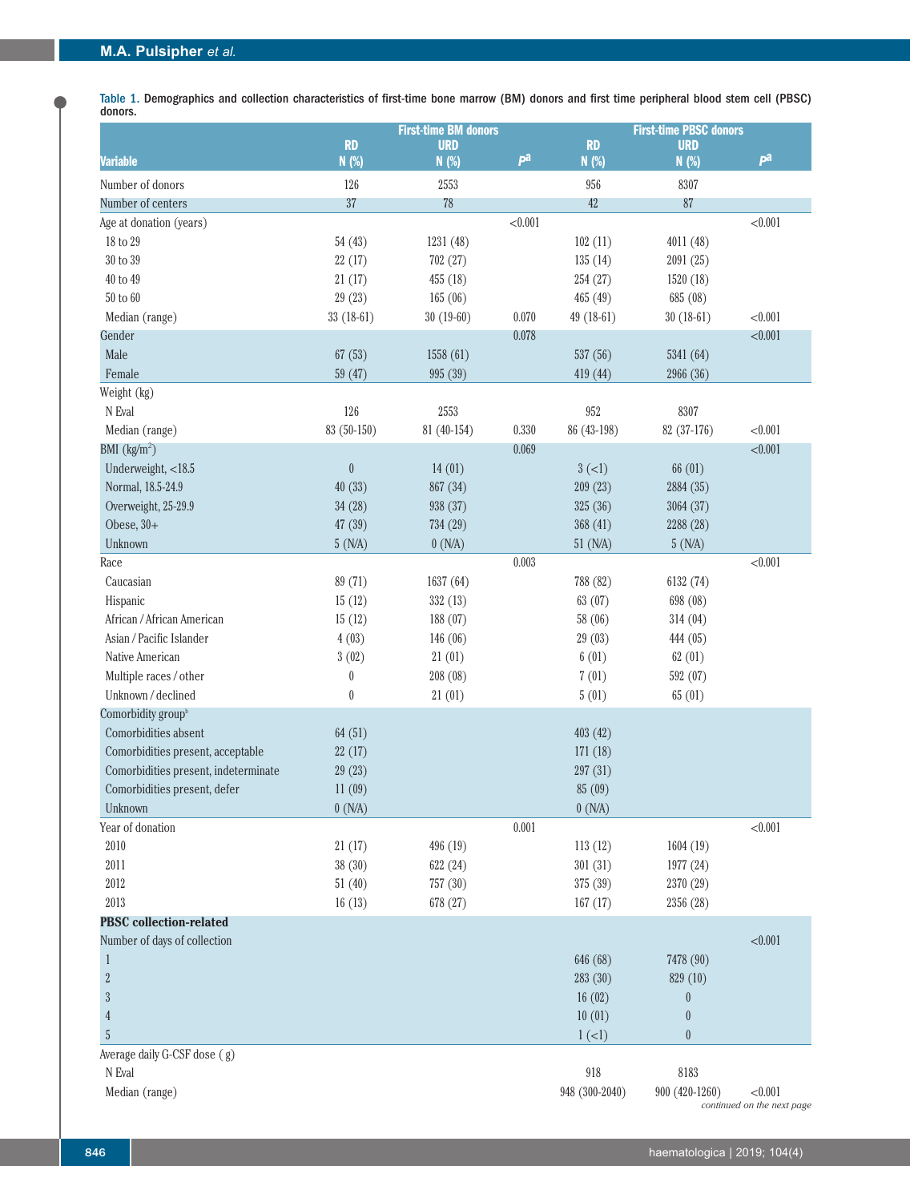Table 1. Demographics and collection characteristics of first-time bone marrow (BM) donors and first time peripheral blood stem cell (PBSC) donors.

| Variable | First-time BM donors RD N (%) | URD N (%) | P[a] | First-time PBSC donors RD N (%) | URD N (%) | P[a] |
|---|---|---|---|---|---|---|
| Number of donors | 126 | 2553 | | 956 | 8307 | |
| Number of centers | 37 | 78 | | 42 | 87 | |
| Age at donation (years) | | | <0.001 | | | <0.001 |
| 18 to 29 | 54 (43) | 1231 (48) | | 102 (11) | 4011 (48) | |
| 30 to 39 | 22 (17) | 702 (27) | | 135 (14) | 2091 (25) | |
| 40 to 49 | 21 (17) | 455 (18) | | 254 (27) | 1520 (18) | |
| 50 to 60 | 29 (23) | 165 (06) | | 465 (49) | 685 (08) | |
| Median (range) | 33 (18-61) | 30 (19-60) | 0.070 | 49 (18-61) | 30 (18-61) | <0.001 |
| Gender | | | 0.078 | | | <0.001 |
| Male | 67 (53) | 1558 (61) | | 537 (56) | 5341 (64) | |
| Female | 59 (47) | 995 (39) | | 419 (44) | 2966 (36) | |
| Weight (kg) | | | | | | |
| N Eval | 126 | 2553 | | 952 | 8307 | |
| Median (range) | 83 (50-150) | 81 (40-154) | 0.330 | 86 (43-198) | 82 (37-176) | <0.001 |
| BMI (kg/m$^2$) | | | 0.069 | | | <0.001 |
| Underweight, <18.5 | 0 | 14 (01) | | 3 (<1) | 66 (01) | |
| Normal, 18.5-24.9 | 40 (33) | 867 (34) | | 209 (23) | 2884 (35) | |
| Overweight, 25-29.9 | 34 (28) | 938 (37) | | 325 (36) | 3064 (37) | |
| Obese, 30+ | 47 (39) | 734 (29) | | 368 (41) | 2288 (28) | |
| Unknown | 5 (N/A) | 0 (N/A) | | 51 (N/A) | 5 (N/A) | |
| Race | | | 0.003 | | | <0.001 |
| Caucasian | 89 (71) | 1637 (64) | | 788 (82) | 6132 (74) | |
| Hispanic | 15 (12) | 332 (13) | | 63 (07) | 698 (08) | |
| African / African American | 15 (12) | 188 (07) | | 58 (06) | 314 (04) | |
| Asian / Pacific Islander | 4 (03) | 146 (06) | | 29 (03) | 444 (05) | |
| Native American | 3 (02) | 21 (01) | | 6 (01) | 62 (01) | |
| Multiple races / other | 0 | 208 (08) | | 7 (01) | 592 (07) | |
| Unknown / declined | 0 | 21 (01) | | 5 (01) | 65 (01) | |
| Comorbidity group[b] | | | | | | |
| Comorbidities absent | 64 (51) | | | 403 (42) | | |
| Comorbidities present, acceptable | 22 (17) | | | 171 (18) | | |
| Comorbidities present, indeterminate | 29 (23) | | | 297 (31) | | |
| Comorbidities present, defer | 11 (09) | | | 85 (09) | | |
| Unknown | 0 (N/A) | | | 0 (N/A) | | |
| Year of donation | | | 0.001 | | | <0.001 |
| 2010 | 21 (17) | 496 (19) | | 113 (12) | 1604 (19) | |
| 2011 | 38 (30) | 622 (24) | | 301 (31) | 1977 (24) | |
| 2012 | 51 (40) | 757 (30) | | 375 (39) | 2370 (29) | |
| 2013 | 16 (13) | 678 (27) | | 167 (17) | 2356 (28) | |
| **PBSC collection-related** | | | | | | |
| Number of days of collection | | | | | | <0.001 |
| 1 | | | | 646 (68) | 7478 (90) | |
| 2 | | | | 283 (30) | 829 (10) | |
| 3 | | | | 16 (02) | 0 | |
| 4 | | | | 10 (01) | 0 | |
| 5 | | | | 1 (<1) | 0 | |
| Average daily G-CSF dose ( g) | | | | | | |
| N Eval | | | | 918 | 8183 | |
| Median (range) | | | | 948 (300-2040) | 900 (420-1260) | <0.001 |

*continued on the next page*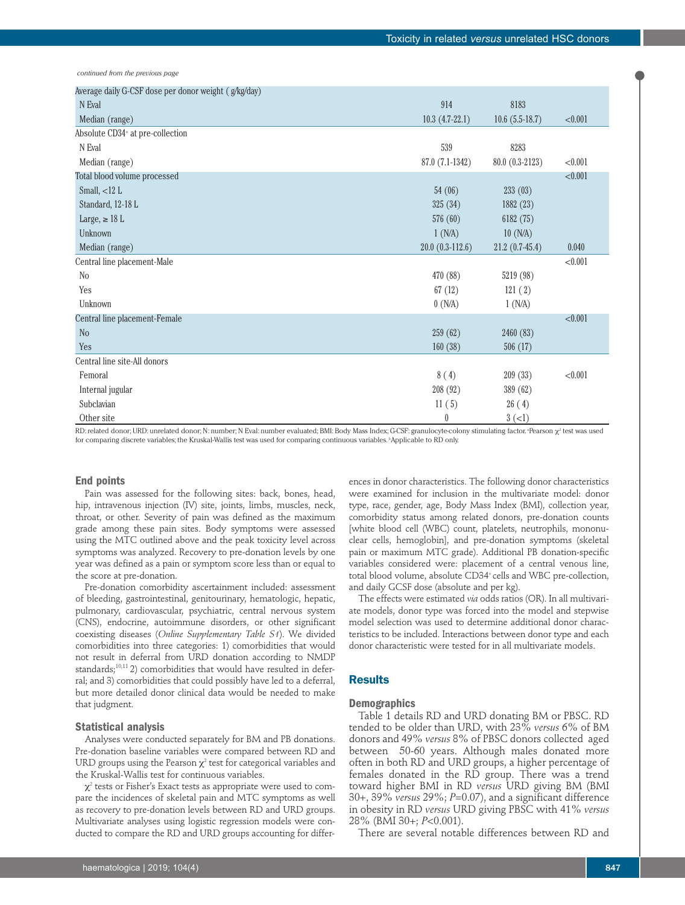*continued from the previous page*

| | | | |
|---|---|---|---|
| Average daily G-CSF dose per donor weight ( g/kg/day) | | | |
| N Eval | 914 | 8183 | |
| Median (range) | 10.3 (4.7-22.1) | 10.6 (5.5-18.7) | <0.001 |
| Absolute CD34+ at pre-collection | | | |
| N Eval | 539 | 8283 | |
| Median (range) | 87.0 (7.1-1342) | 80.0 (0.3-2123) | <0.001 |
| Total blood volume processed | | | <0.001 |
| Small, <12 L | 54 (06) | 233 (03) | |
| Standard, 12-18 L | 325 (34) | 1882 (23) | |
| Large, ≥ 18 L | 576 (60) | 6182 (75) | |
| Unknown | 1 (N/A) | 10 (N/A) | |
| Median (range) | 20.0 (0.3-112.6) | 21.2 (0.7-45.4) | 0.040 |
| Central line placement-Male | | | <0.001 |
| No | 470 (88) | 5219 (98) | |
| Yes | 67 (12) | 121 ( 2) | |
| Unknown | 0 (N/A) | 1 (N/A) | |
| Central line placement-Female | | | <0.001 |
| No | 259 (62) | 2460 (83) | |
| Yes | 160 (38) | 506 (17) | |
| Central line site-All donors | | | |
| Femoral | 8 ( 4) | 209 (33) | <0.001 |
| Internal jugular | 208 (92) | 389 (62) | |
| Subclavian | 11 ( 5) | 26 ( 4) | |
| Other site | 0 | 3 (<1) | |

RD: related donor; URD: unrelated donor; N: number; N Eval: number evaluated; BMI: Body Mass Index; G-CSF: granulocyte-colony stimulating factor. [a]Pearson $\chi^2$ test was used for comparing discrete variables; the Kruskal-Wallis test was used for comparing continuous variables. [b]Applicable to RD only.

### End points

Pain was assessed for the following sites: back, bones, head, hip, intravenous injection (IV) site, joints, limbs, muscles, neck, throat, or other. Severity of pain was defined as the maximum grade among these pain sites. Body symptoms were assessed using the MTC outlined above and the peak toxicity level across symptoms was analyzed. Recovery to pre-donation levels by one year was defined as a pain or symptom score less than or equal to the score at pre-donation.

Pre-donation comorbidity ascertainment included: assessment of bleeding, gastrointestinal, genitourinary, hematologic, hepatic, pulmonary, cardiovascular, psychiatric, central nervous system (CNS), endocrine, autoimmune disorders, or other significant coexisting diseases (*Online Supplementary Table S1*). We divided comorbidities into three categories: 1) comorbidities that would not result in deferral from URD donation according to NMDP standards;[10,11] 2) comorbidities that would have resulted in deferral; and 3) comorbidities that could possibly have led to a deferral, but more detailed donor clinical data would be needed to make that judgment.

### Statistical analysis

Analyses were conducted separately for BM and PB donations. Pre-donation baseline variables were compared between RD and URD groups using the Pearson $\chi^2$ test for categorical variables and the Kruskal-Wallis test for continuous variables.

$\chi^2$ tests or Fisher's Exact tests as appropriate were used to compare the incidences of skeletal pain and MTC symptoms as well as recovery to pre-donation levels between RD and URD groups. Multivariate analyses using logistic regression models were conducted to compare the RD and URD groups accounting for differences in donor characteristics. The following donor characteristics were examined for inclusion in the multivariate model: donor type, race, gender, age, Body Mass Index (BMI), collection year, comorbidity status among related donors, pre-donation counts [white blood cell (WBC) count, platelets, neutrophils, mononuclear cells, hemoglobin], and pre-donation symptoms (skeletal pain or maximum MTC grade). Additional PB donation-specific variables considered were: placement of a central venous line, total blood volume, absolute CD34+ cells and WBC pre-collection, and daily GCSF dose (absolute and per kg).

The effects were estimated *via* odds ratios (OR). In all multivariate models, donor type was forced into the model and stepwise model selection was used to determine additional donor characteristics to be included. Interactions between donor type and each donor characteristic were tested for in all multivariate models.

## Results

### Demographics

Table 1 details RD and URD donating BM or PBSC. RD tended to be older than URD, with 23% *versus* 6% of BM donors and 49% *versus* 8% of PBSC donors collected aged between 50-60 years. Although males donated more often in both RD and URD groups, a higher percentage of females donated in the RD group. There was a trend toward higher BMI in RD *versus* URD giving BM (BMI 30+, 39% *versus* 29%; $P$=0.07), and a significant difference in obesity in RD *versus* URD giving PBSC with 41% *versus* 28% (BMI 30+; $P$<0.001).

There are several notable differences between RD and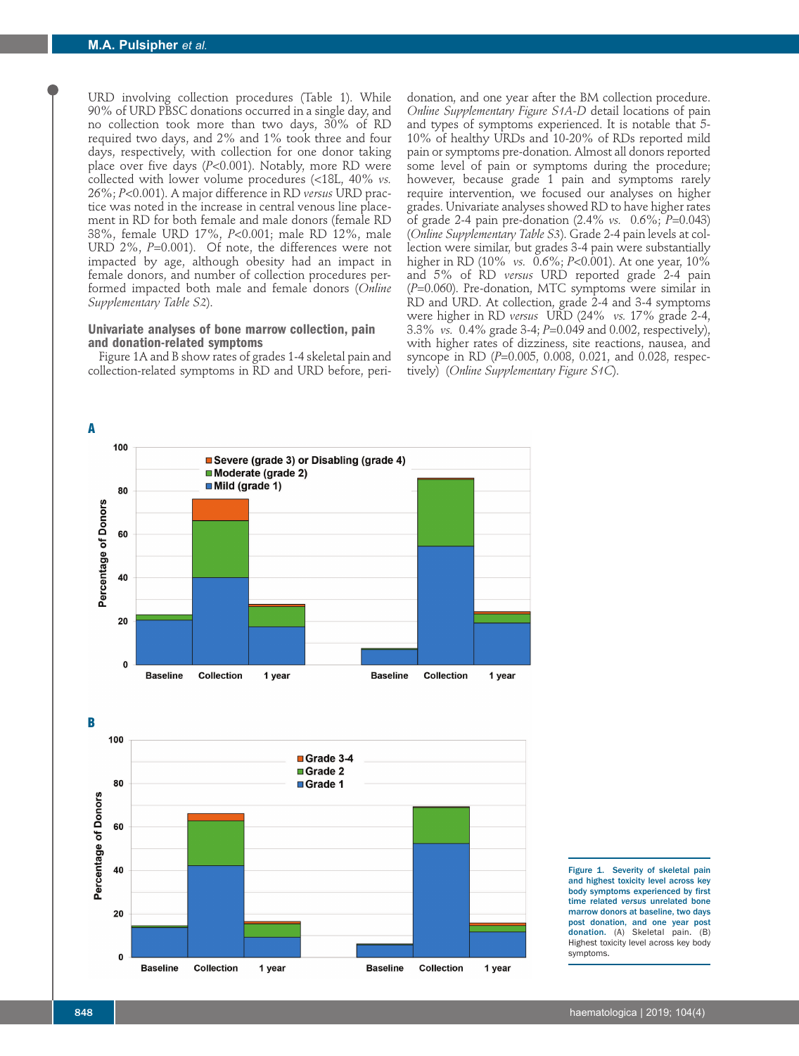URD involving collection procedures (Table 1). While 90% of URD PBSC donations occurred in a single day, and no collection took more than two days, 30% of RD required two days, and 2% and 1% took three and four days, respectively, with collection for one donor taking place over five days ($P$<0.001). Notably, more RD were collected with lower volume procedures (<18L, 40% *vs.* 26%; $P$<0.001). A major difference in RD *versus* URD practice was noted in the increase in central venous line placement in RD for both female and male donors (female RD 38%, female URD 17%, $P$<0.001; male RD 12%, male URD 2%, $P$=0.001). Of note, the differences were not impacted by age, although obesity had an impact in female donors, and number of collection procedures performed impacted both male and female donors (*Online Supplementary Table S2*).

### Univariate analyses of bone marrow collection, pain and donation-related symptoms

Figure 1A and B show rates of grades 1-4 skeletal pain and collection-related symptoms in RD and URD before, peri-donation, and one year after the BM collection procedure. *Online Supplementary Figure S1A-D* detail locations of pain and types of symptoms experienced. It is notable that 5-10% of healthy URDs and 10-20% of RDs reported mild pain or symptoms pre-donation. Almost all donors reported some level of pain or symptoms during the procedure; however, because grade 1 pain and symptoms rarely require intervention, we focused our analyses on higher grades. Univariate analyses showed RD to have higher rates of grade 2-4 pain pre-donation (2.4% *vs.* 0.6%; $P$=0.043) (*Online Supplementary Table S3*). Grade 2-4 pain levels at collection were similar, but grades 3-4 pain were substantially higher in RD (10% *vs.* 0.6%; $P$<0.001). At one year, 10% and 5% of RD *versus* URD reported grade 2-4 pain ($P$=0.060). Pre-donation, MTC symptoms were similar in RD and URD. At collection, grade 2-4 and 3-4 symptoms were higher in RD *versus* URD (24% *vs.* 17% grade 2-4, 3.3% *vs.* 0.4% grade 3-4; $P$=0.049 and 0.002, respectively), with higher rates of dizziness, site reactions, nausea, and syncope in RD ($P$=0.005, 0.008, 0.021, and 0.028, respectively) (*Online Supplementary Figure S1C*).

**Figure 1. Severity of skeletal pain and highest toxicity level across key body symptoms experienced by first time related *versus* unrelated bone marrow donors at baseline, two days post donation, and one year post donation.** (A) Skeletal pain. (B) Highest toxicity level across key body symptoms.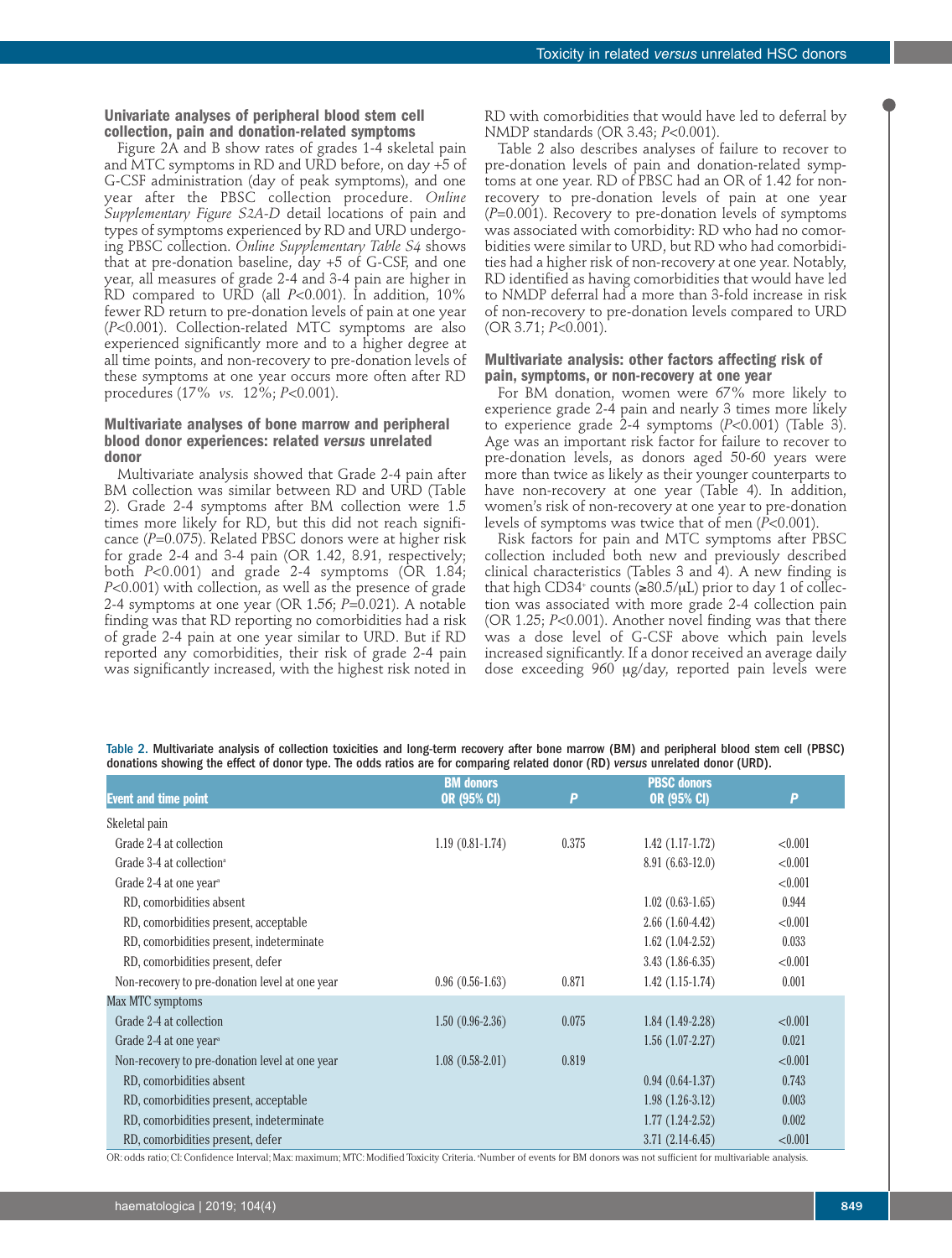### Univariate analyses of peripheral blood stem cell collection, pain and donation-related symptoms

Figure 2A and B show rates of grades 1-4 skeletal pain and MTC symptoms in RD and URD before, on day +5 of G-CSF administration (day of peak symptoms), and one year after the PBSC collection procedure. *Online Supplementary Figure S2A-D* detail locations of pain and types of symptoms experienced by RD and URD undergoing PBSC collection. *Online Supplementary Table S4* shows that at pre-donation baseline, day +5 of G-CSF, and one year, all measures of grade 2-4 and 3-4 pain are higher in RD compared to URD (all $P$<0.001). In addition, 10% fewer RD return to pre-donation levels of pain at one year ($P$<0.001). Collection-related MTC symptoms are also experienced significantly more and to a higher degree at all time points, and non-recovery to pre-donation levels of these symptoms at one year occurs more often after RD procedures (17% *vs.* 12%; $P$<0.001).

### Multivariate analyses of bone marrow and peripheral blood donor experiences: related *versus* unrelated donor

Multivariate analysis showed that Grade 2-4 pain after BM collection was similar between RD and URD (Table 2). Grade 2-4 symptoms after BM collection were 1.5 times more likely for RD, but this did not reach significance ($P$=0.075). Related PBSC donors were at higher risk for grade 2-4 and 3-4 pain (OR 1.42, 8.91, respectively; both $P$<0.001) and grade 2-4 symptoms (OR 1.84; $P$<0.001) with collection, as well as the presence of grade 2-4 symptoms at one year (OR 1.56; $P$=0.021). A notable finding was that RD reporting no comorbidities had a risk of grade 2-4 pain at one year similar to URD. But if RD reported any comorbidities, their risk of grade 2-4 pain was significantly increased, with the highest risk noted in RD with comorbidities that would have led to deferral by NMDP standards (OR 3.43; $P$<0.001).

Table 2 also describes analyses of failure to recover to pre-donation levels of pain and donation-related symptoms at one year. RD of PBSC had an OR of 1.42 for non-recovery to pre-donation levels of pain at one year ($P$=0.001). Recovery to pre-donation levels of symptoms was associated with comorbidity: RD who had no comorbidities were similar to URD, but RD who had comorbidities had a higher risk of non-recovery at one year. Notably, RD identified as having comorbidities that would have led to NMDP deferral had a more than 3-fold increase in risk of non-recovery to pre-donation levels compared to URD (OR 3.71; $P$<0.001).

### Multivariate analysis: other factors affecting risk of pain, symptoms, or non-recovery at one year

For BM donation, women were 67% more likely to experience grade 2-4 pain and nearly 3 times more likely to experience grade 2-4 symptoms ($P$<0.001) (Table 3). Age was an important risk factor for failure to recover to pre-donation levels, as donors aged 50-60 years were more than twice as likely as their younger counterparts to have non-recovery at one year (Table 4). In addition, women's risk of non-recovery at one year to pre-donation levels of symptoms was twice that of men ($P$<0.001).

Risk factors for pain and MTC symptoms after PBSC collection included both new and previously described clinical characteristics (Tables 3 and 4). A new finding is that high $CD34^+$ counts (≥80.5/μL) prior to day 1 of collection was associated with more grade 2-4 collection pain (OR 1.25; $P$<0.001). Another novel finding was that there was a dose level of G-CSF above which pain levels increased significantly. If a donor received an average daily dose exceeding 960 μg/day, reported pain levels were

Table 2. Multivariate analysis of collection toxicities and long-term recovery after bone marrow (BM) and peripheral blood stem cell (PBSC) donations showing the effect of donor type. The odds ratios are for comparing related donor (RD) *versus* unrelated donor (URD).

| Event and time point | BM donors OR (95% CI) | $P$ | PBSC donors OR (95% CI) | $P$ |
|---|---|---|---|---|
| Skeletal pain | | | | |
| Grade 2-4 at collection | 1.19 (0.81-1.74) | 0.375 | 1.42 (1.17-1.72) | <0.001 |
| Grade 3-4 at collection[a] | | | 8.91 (6.63-12.0) | <0.001 |
| Grade 2-4 at one year[a] | | | | <0.001 |
| RD, comorbidities absent | | | 1.02 (0.63-1.65) | 0.944 |
| RD, comorbidities present, acceptable | | | 2.66 (1.60-4.42) | <0.001 |
| RD, comorbidities present, indeterminate | | | 1.62 (1.04-2.52) | 0.033 |
| RD, comorbidities present, defer | | | 3.43 (1.86-6.35) | <0.001 |
| Non-recovery to pre-donation level at one year | 0.96 (0.56-1.63) | 0.871 | 1.42 (1.15-1.74) | 0.001 |
| Max MTC symptoms | | | | |
| Grade 2-4 at collection | 1.50 (0.96-2.36) | 0.075 | 1.84 (1.49-2.28) | <0.001 |
| Grade 2-4 at one year[a] | | | 1.56 (1.07-2.27) | 0.021 |
| Non-recovery to pre-donation level at one year | 1.08 (0.58-2.01) | 0.819 | | <0.001 |
| RD, comorbidities absent | | | 0.94 (0.64-1.37) | 0.743 |
| RD, comorbidities present, acceptable | | | 1.98 (1.26-3.12) | 0.003 |
| RD, comorbidities present, indeterminate | | | 1.77 (1.24-2.52) | 0.002 |
| RD, comorbidities present, defer | | | 3.71 (2.14-6.45) | <0.001 |

OR: odds ratio; CI: Confidence Interval; Max: maximum; MTC: Modified Toxicity Criteria. [a]Number of events for BM donors was not sufficient for multivariable analysis.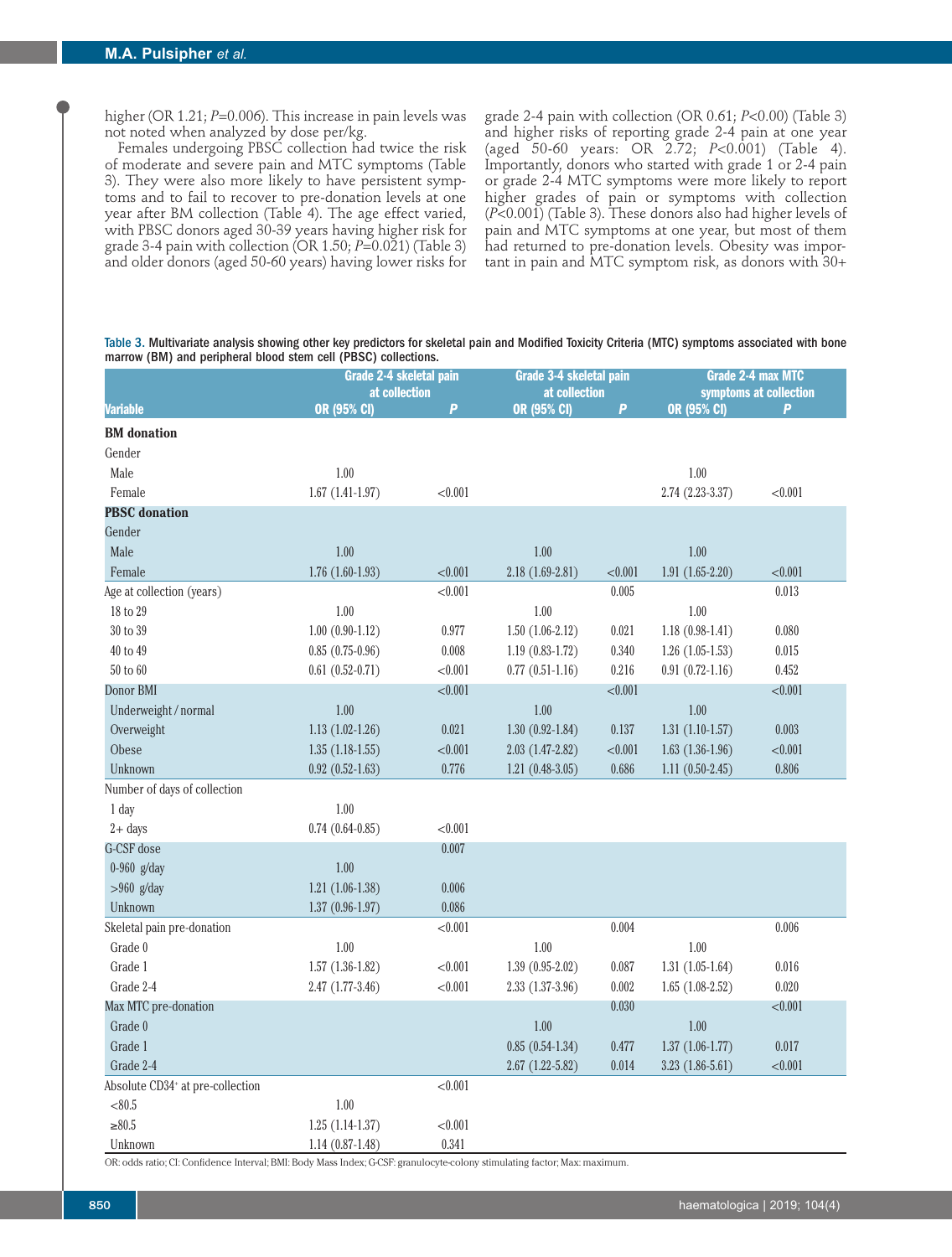higher (OR 1.21; *P*=0.006). This increase in pain levels was not noted when analyzed by dose per/kg.

Females undergoing PBSC collection had twice the risk of moderate and severe pain and MTC symptoms (Table 3). They were also more likely to have persistent symptoms and to fail to recover to pre-donation levels at one year after BM collection (Table 4). The age effect varied, with PBSC donors aged 30-39 years having higher risk for grade 3-4 pain with collection (OR 1.50; *P*=0.021) (Table 3) and older donors (aged 50-60 years) having lower risks for grade 2-4 pain with collection (OR 0.61; *P*<0.00) (Table 3) and higher risks of reporting grade 2-4 pain at one year (aged 50-60 years: OR 2.72; *P*<0.001) (Table 4). Importantly, donors who started with grade 1 or 2-4 pain or grade 2-4 MTC symptoms were more likely to report higher grades of pain or symptoms with collection (*P*<0.001) (Table 3). These donors also had higher levels of pain and MTC symptoms at one year, but most of them had returned to pre-donation levels. Obesity was important in pain and MTC symptom risk, as donors with 30+

**Table 3.** Multivariate analysis showing other key predictors for skeletal pain and Modified Toxicity Criteria (MTC) symptoms associated with bone marrow (BM) and peripheral blood stem cell (PBSC) collections.

| | Grade 2-4 skeletal pain at collection | | Grade 3-4 skeletal pain at collection | | Grade 2-4 max MTC symptoms at collection | |
|---|---|---|---|---|---|---|
| **Variable** | **OR (95% CI)** | ***P*** | **OR (95% CI)** | ***P*** | **OR (95% CI)** | ***P*** |
| **BM donation** | | | | | | |
| Gender | | | | | | |
| Male | 1.00 | | | | 1.00 | |
| Female | 1.67 (1.41-1.97) | <0.001 | | | 2.74 (2.23-3.37) | <0.001 |
| **PBSC donation** | | | | | | |
| Gender | | | | | | |
| Male | 1.00 | | 1.00 | | 1.00 | |
| Female | 1.76 (1.60-1.93) | <0.001 | 2.18 (1.69-2.81) | <0.001 | 1.91 (1.65-2.20) | <0.001 |
| Age at collection (years) | | <0.001 | | 0.005 | | 0.013 |
| 18 to 29 | 1.00 | | 1.00 | | 1.00 | |
| 30 to 39 | 1.00 (0.90-1.12) | 0.977 | 1.50 (1.06-2.12) | 0.021 | 1.18 (0.98-1.41) | 0.080 |
| 40 to 49 | 0.85 (0.75-0.96) | 0.008 | 1.19 (0.83-1.72) | 0.340 | 1.26 (1.05-1.53) | 0.015 |
| 50 to 60 | 0.61 (0.52-0.71) | <0.001 | 0.77 (0.51-1.16) | 0.216 | 0.91 (0.72-1.16) | 0.452 |
| Donor BMI | | <0.001 | | <0.001 | | <0.001 |
| Underweight / normal | 1.00 | | 1.00 | | 1.00 | |
| Overweight | 1.13 (1.02-1.26) | 0.021 | 1.30 (0.92-1.84) | 0.137 | 1.31 (1.10-1.57) | 0.003 |
| Obese | 1.35 (1.18-1.55) | <0.001 | 2.03 (1.47-2.82) | <0.001 | 1.63 (1.36-1.96) | <0.001 |
| Unknown | 0.92 (0.52-1.63) | 0.776 | 1.21 (0.48-3.05) | 0.686 | 1.11 (0.50-2.45) | 0.806 |
| Number of days of collection | | | | | | |
| 1 day | 1.00 | | | | | |
| 2+ days | 0.74 (0.64-0.85) | <0.001 | | | | |
| G-CSF dose | | 0.007 | | | | |
| 0-960 g/day | 1.00 | | | | | |
| >960 g/day | 1.21 (1.06-1.38) | 0.006 | | | | |
| Unknown | 1.37 (0.96-1.97) | 0.086 | | | | |
| Skeletal pain pre-donation | | <0.001 | | 0.004 | | 0.006 |
| Grade 0 | 1.00 | | 1.00 | | 1.00 | |
| Grade 1 | 1.57 (1.36-1.82) | <0.001 | 1.39 (0.95-2.02) | 0.087 | 1.31 (1.05-1.64) | 0.016 |
| Grade 2-4 | 2.47 (1.77-3.46) | <0.001 | 2.33 (1.37-3.96) | 0.002 | 1.65 (1.08-2.52) | 0.020 |
| Max MTC pre-donation | | | | 0.030 | | <0.001 |
| Grade 0 | | | 1.00 | | 1.00 | |
| Grade 1 | | | 0.85 (0.54-1.34) | 0.477 | 1.37 (1.06-1.77) | 0.017 |
| Grade 2-4 | | | 2.67 (1.22-5.82) | 0.014 | 3.23 (1.86-5.61) | <0.001 |
| Absolute CD34+ at pre-collection | | <0.001 | | | | |
| <80.5 | 1.00 | | | | | |
| ≥80.5 | 1.25 (1.14-1.37) | <0.001 | | | | |
| Unknown | 1.14 (0.87-1.48) | 0.341 | | | | |

OR: odds ratio; CI: Confidence Interval; BMI: Body Mass Index; G-CSF: granulocyte-colony stimulating factor; Max: maximum.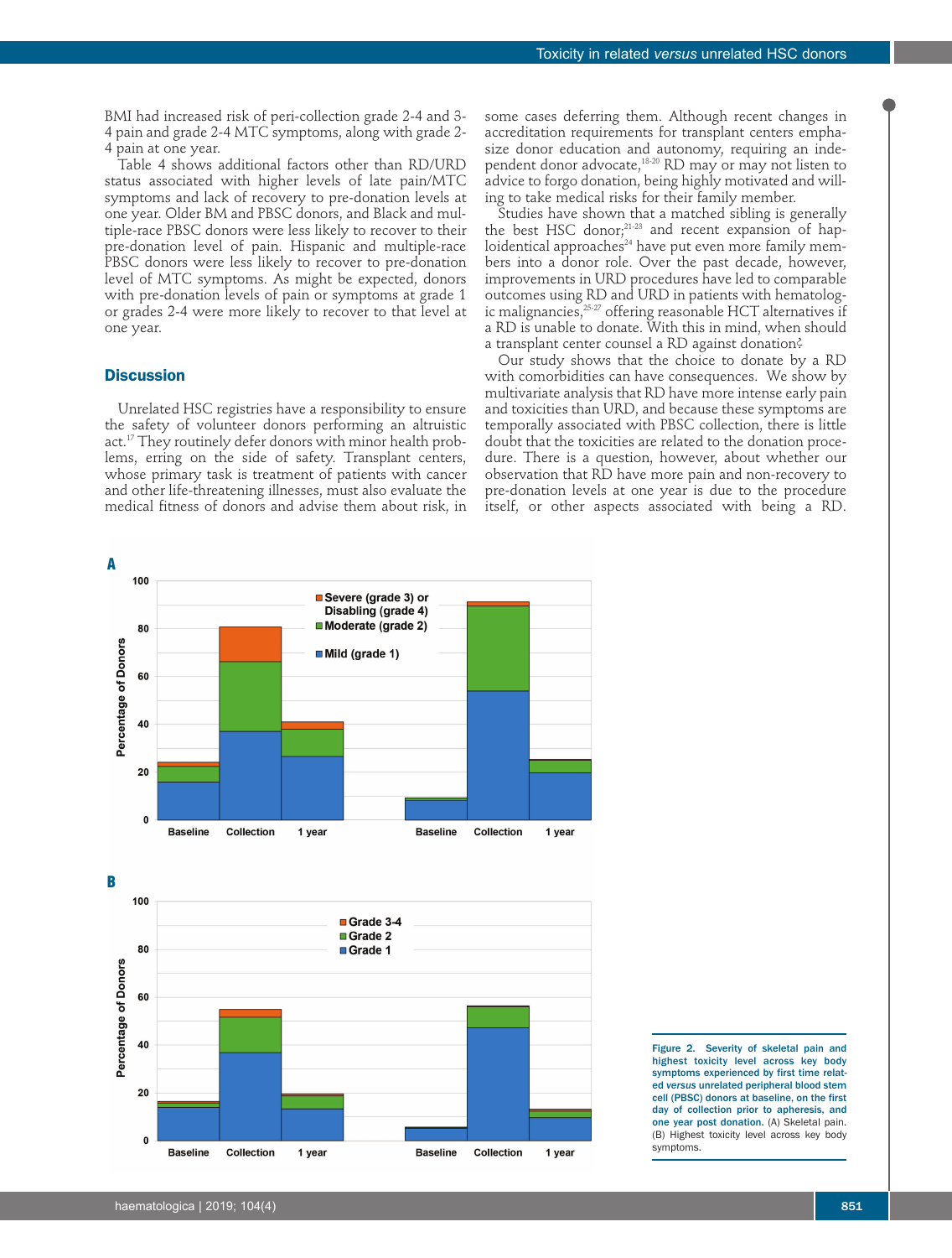BMI had increased risk of peri-collection grade 2-4 and 3-4 pain and grade 2-4 MTC symptoms, along with grade 2-4 pain at one year.

Table 4 shows additional factors other than RD/URD status associated with higher levels of late pain/MTC symptoms and lack of recovery to pre-donation levels at one year. Older BM and PBSC donors, and Black and multiple-race PBSC donors were less likely to recover to their pre-donation level of pain. Hispanic and multiple-race PBSC donors were less likely to recover to pre-donation level of MTC symptoms. As might be expected, donors with pre-donation levels of pain or symptoms at grade 1 or grades 2-4 were more likely to recover to that level at one year.

## Discussion

Unrelated HSC registries have a responsibility to ensure the safety of volunteer donors performing an altruistic act.[17] They routinely defer donors with minor health problems, erring on the side of safety. Transplant centers, whose primary task is treatment of patients with cancer and other life-threatening illnesses, must also evaluate the medical fitness of donors and advise them about risk, in some cases deferring them. Although recent changes in accreditation requirements for transplant centers emphasize donor education and autonomy, requiring an independent donor advocate,[18-20] RD may or may not listen to advice to forgo donation, being highly motivated and willing to take medical risks for their family member.

Studies have shown that a matched sibling is generally the best HSC donor;[21-23] and recent expansion of haploidentical approaches[24] have put even more family members into a donor role. Over the past decade, however, improvements in URD procedures have led to comparable outcomes using RD and URD in patients with hematologic malignancies,[25-27] offering reasonable HCT alternatives if a RD is unable to donate. With this in mind, when should a transplant center counsel a RD against donation?

Our study shows that the choice to donate by a RD with comorbidities can have consequences. We show by multivariate analysis that RD have more intense early pain and toxicities than URD, and because these symptoms are temporally associated with PBSC collection, there is little doubt that the toxicities are related to the donation procedure. There is a question, however, about whether our observation that RD have more pain and non-recovery to pre-donation levels at one year is due to the procedure itself, or other aspects associated with being a RD.

**Figure 2. Severity of skeletal pain and highest toxicity level across key body symptoms experienced by first time related *versus* unrelated peripheral blood stem cell (PBSC) donors at baseline, on the first day of collection prior to apheresis, and one year post donation.** (A) Skeletal pain. (B) Highest toxicity level across key body symptoms.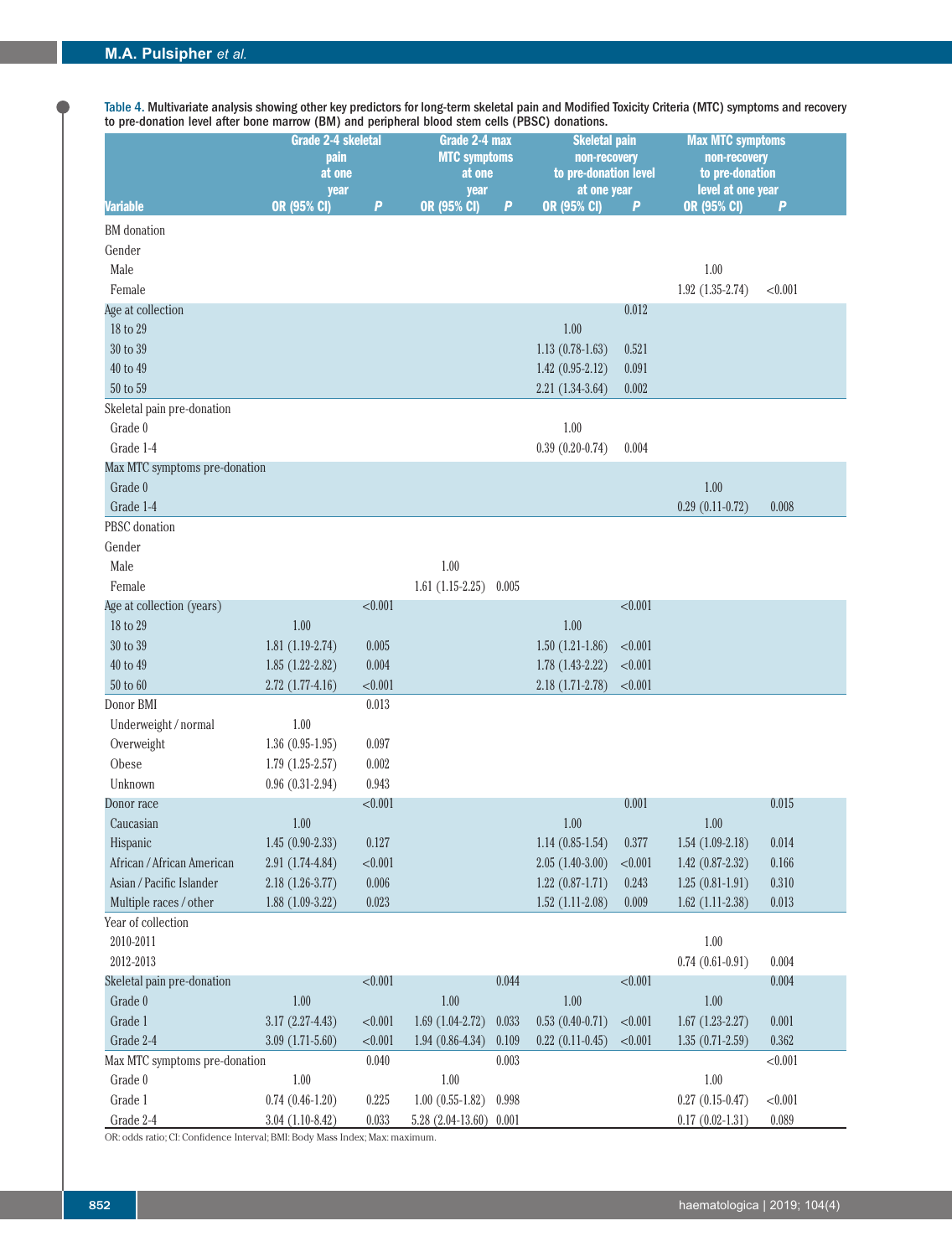Table 4. Multivariate analysis showing other key predictors for long-term skeletal pain and Modified Toxicity Criteria (MTC) symptoms and recovery to pre-donation level after bone marrow (BM) and peripheral blood stem cells (PBSC) donations.

| Variable | Grade 2-4 skeletal pain at one year OR (95% CI) | P | Grade 2-4 max MTC symptoms at one year OR (95% CI) | P | Skeletal pain non-recovery to pre-donation level at one year OR (95% CI) | P | Max MTC symptoms non-recovery to pre-donation level at one year OR (95% CI) | P |
|---|---|---|---|---|---|---|---|---|
| BM donation | | | | | | | | |
| Gender | | | | | | | | |
| Male | | | | | | | 1.00 | |
| Female | | | | | | | 1.92 (1.35-2.74) | <0.001 |
| Age at collection | | | | | | 0.012 | | |
| 18 to 29 | | | | | 1.00 | | | |
| 30 to 39 | | | | | 1.13 (0.78-1.63) | 0.521 | | |
| 40 to 49 | | | | | 1.42 (0.95-2.12) | 0.091 | | |
| 50 to 59 | | | | | 2.21 (1.34-3.64) | 0.002 | | |
| Skeletal pain pre-donation | | | | | | | | |
| Grade 0 | | | | | 1.00 | | | |
| Grade 1-4 | | | | | 0.39 (0.20-0.74) | 0.004 | | |
| Max MTC symptoms pre-donation | | | | | | | | |
| Grade 0 | | | | | | | 1.00 | |
| Grade 1-4 | | | | | | | 0.29 (0.11-0.72) | 0.008 |
| PBSC donation | | | | | | | | |
| Gender | | | | | | | | |
| Male | | | 1.00 | | | | | |
| Female | | | 1.61 (1.15-2.25) | 0.005 | | | | |
| Age at collection (years) | | <0.001 | | | | <0.001 | | |
| 18 to 29 | 1.00 | | | | 1.00 | | | |
| 30 to 39 | 1.81 (1.19-2.74) | 0.005 | | | 1.50 (1.21-1.86) | <0.001 | | |
| 40 to 49 | 1.85 (1.22-2.82) | 0.004 | | | 1.78 (1.43-2.22) | <0.001 | | |
| 50 to 60 | 2.72 (1.77-4.16) | <0.001 | | | 2.18 (1.71-2.78) | <0.001 | | |
| Donor BMI | | 0.013 | | | | | | |
| Underweight / normal | 1.00 | | | | | | | |
| Overweight | 1.36 (0.95-1.95) | 0.097 | | | | | | |
| Obese | 1.79 (1.25-2.57) | 0.002 | | | | | | |
| Unknown | 0.96 (0.31-2.94) | 0.943 | | | | | | |
| Donor race | | <0.001 | | | | 0.001 | | 0.015 |
| Caucasian | 1.00 | | | | 1.00 | | 1.00 | |
| Hispanic | 1.45 (0.90-2.33) | 0.127 | | | 1.14 (0.85-1.54) | 0.377 | 1.54 (1.09-2.18) | 0.014 |
| African / African American | 2.91 (1.74-4.84) | <0.001 | | | 2.05 (1.40-3.00) | <0.001 | 1.42 (0.87-2.32) | 0.166 |
| Asian / Pacific Islander | 2.18 (1.26-3.77) | 0.006 | | | 1.22 (0.87-1.71) | 0.243 | 1.25 (0.81-1.91) | 0.310 |
| Multiple races / other | 1.88 (1.09-3.22) | 0.023 | | | 1.52 (1.11-2.08) | 0.009 | 1.62 (1.11-2.38) | 0.013 |
| Year of collection | | | | | | | | |
| 2010-2011 | | | | | | | 1.00 | |
| 2012-2013 | | | | | | | 0.74 (0.61-0.91) | 0.004 |
| Skeletal pain pre-donation | | <0.001 | | 0.044 | | <0.001 | | 0.004 |
| Grade 0 | 1.00 | | 1.00 | | 1.00 | | 1.00 | |
| Grade 1 | 3.17 (2.27-4.43) | <0.001 | 1.69 (1.04-2.72) | 0.033 | 0.53 (0.40-0.71) | <0.001 | 1.67 (1.23-2.27) | 0.001 |
| Grade 2-4 | 3.09 (1.71-5.60) | <0.001 | 1.94 (0.86-4.34) | 0.109 | 0.22 (0.11-0.45) | <0.001 | 1.35 (0.71-2.59) | 0.362 |
| Max MTC symptoms pre-donation | | 0.040 | | 0.003 | | | | <0.001 |
| Grade 0 | 1.00 | | 1.00 | | | | 1.00 | |
| Grade 1 | 0.74 (0.46-1.20) | 0.225 | 1.00 (0.55-1.82) | 0.998 | | | 0.27 (0.15-0.47) | <0.001 |
| Grade 2-4 | 3.04 (1.10-8.42) | 0.033 | 5.28 (2.04-13.60) | 0.001 | | | 0.17 (0.02-1.31) | 0.089 |

OR: odds ratio; CI: Confidence Interval; BMI: Body Mass Index; Max: maximum.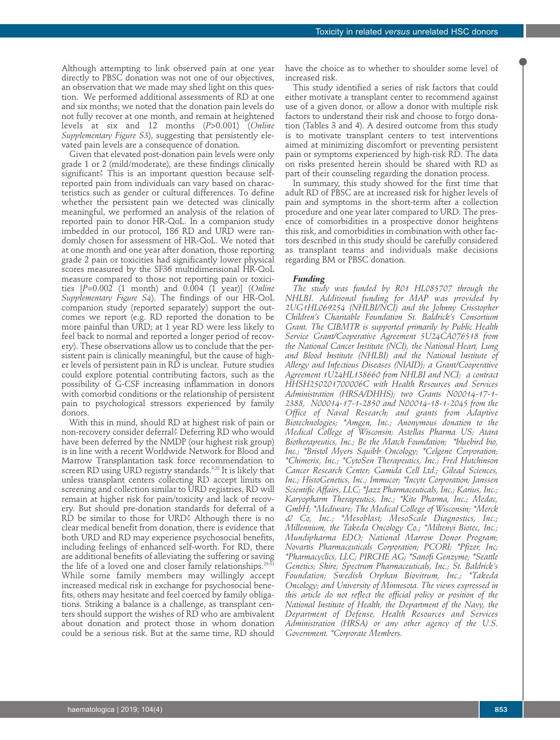Although attempting to link observed pain at one year directly to PBSC donation was not one of our objectives, an observation that we made may shed light on this question. We performed additional assessments of RD at one and six months; we noted that the donation pain levels do not fully recover at one month, and remain at heightened levels at six and 12 months ($P$>0.001) (*Online Supplementary Figure S3*), suggesting that persistently elevated pain levels are a consequence of donation.

Given that elevated post-donation pain levels were only grade 1 or 2 (mild/moderate), are these findings clinically significant? This is an important question because self-reported pain from individuals can vary based on characteristics such as gender or cultural differences. To define whether the persistent pain we detected was clinically meaningful, we performed an analysis of the relation of reported pain to donor HR-QoL. In a companion study imbedded in our protocol, 186 RD and URD were randomly chosen for assessment of HR-QoL. We noted that at one month and one year after donation, those reporting grade 2 pain or toxicities had significantly lower physical scores measured by the SF36 multidimensional HR-QoL measure compared to those not reporting pain or toxicities [$P$=0.002 (1 month) and 0.004 (1 year)] (*Online Supplementary Figure S4*). The findings of our HR-QoL companion study (reported separately) support the outcomes we report (e.g. RD reported the donation to be more painful than URD; at 1 year RD were less likely to feel back to normal and reported a longer period of recovery). These observations allow us to conclude that the persistent pain is clinically meaningful, but the cause of higher levels of persistent pain in RD is unclear. Future studies could explore potential contributing factors, such as the possibility of G-CSF increasing inflammation in donors with comorbid conditions or the relationship of persistent pain to psychological stressors experienced by family donors.

With this in mind, should RD at highest risk of pain or non-recovery consider deferral? Deferring RD who would have been deferred by the NMDP (our highest risk group) is in line with a recent Worldwide Network for Blood and Marrow Transplantation task force recommendation to screen RD using URD registry standards.[9,28] It is likely that unless transplant centers collecting RD accept limits on screening and collection similar to URD registries, RD will remain at higher risk for pain/toxicity and lack of recovery. But should pre-donation standards for deferral of a RD be similar to those for URD? Although there is no clear medical benefit from donation, there is evidence that both URD and RD may experience psychosocial benefits, including feelings of enhanced self-worth. For RD, there are additional benefits of alleviating the suffering or saving the life of a loved one and closer family relationships.[29-31] While some family members may willingly accept increased medical risk in exchange for psychosocial benefits, others may hesitate and feel coerced by family obligations. Striking a balance is a challenge, as transplant centers should support the wishes of RD who are ambivalent about donation and protect those in whom donation could be a serious risk. But at the same time, RD should have the choice as to whether to shoulder some level of increased risk.

This study identified a series of risk factors that could either motivate a transplant center to recommend against use of a given donor, or allow a donor with multiple risk factors to understand their risk and choose to forgo donation (Tables 3 and 4). A desired outcome from this study is to motivate transplant centers to test interventions aimed at minimizing discomfort or preventing persistent pain or symptoms experienced by high-risk RD. The data on risks presented herein should be shared with RD as part of their counseling regarding the donation process.

In summary, this study showed for the first time that adult RD of PBSC are at increased risk for higher levels of pain and symptoms in the short-term after a collection procedure and one year later compared to URD. The presence of comorbidities in a prospective donor heightens this risk, and comorbidities in combination with other factors described in this study should be carefully considered as transplant teams and individuals make decisions regarding BM or PBSC donation.

### *Funding*

*The study was funded by R01 HL085707 through the NHLBI. Additional funding for MAP was provided by 2UG1HL069254 (NHLBI/NCI) and the Johnny Crisstopher Children's Charitable Foundation St. Baldrick's Consortium Grant. The CIBMTR is supported primarily by Public Health Service Grant/Cooperative Agreement 5U24CA076518 from the National Cancer Institute (NCI), the National Heart, Lung and Blood Institute (NHLBI) and the National Institute of Allergy and Infectious Diseases (NIAID); a Grant/Cooperative Agreement 1U24HL138660 from NHLBI and NCI; a contract HHSH250201700006C with Health Resources and Services Administration (HRSA/DHHS); two Grants N00014-17-1-2388, N00014-17-1-2850 and N00014-18-1-2045 from the Office of Naval Research; and grants from Adaptive Biotechnologies; \*Amgen, Inc.; Anonymous donation to the Medical College of Wisconsin; Astellas Pharma US; Atara Biotherapeutics, Inc.; Be the Match Foundation; \*bluebird bio, Inc.; \*Bristol Myers Squibb Oncology; \*Celgene Corporation; \*Chimerix, Inc.; \*CytoSen Therapeutics, Inc.; Fred Hutchinson Cancer Research Center; Gamida Cell Ltd.; Gilead Sciences, Inc.; HistoGenetics, Inc.; Immucor; \*Incyte Corporation; Janssen Scientific Affairs, LLC; \*Jazz Pharmaceuticals, Inc.; Karius, Inc.; Karyopharm Therapeutics, Inc.; \*Kite Pharma, Inc.; Medac, GmbH; \*Mediware; The Medical College of Wisconsin; \*Merck & Co, Inc.; \*Mesoblast; MesoScale Diagnostics, Inc.; Millennium, the Takeda Oncology Co.; \*Miltenyi Biotec, Inc.; Mundipharma EDO; National Marrow Donor Program; Novartis Pharmaceuticals Corporation; PCORI; \*Pfizer, Inc; \*Pharmacyclics, LLC; PIRCHE AG; \*Sanofi Genzyme; \*Seattle Genetics; Shire; Spectrum Pharmaceuticals, Inc.; St. Baldrick's Foundation; Swedish Orphan Biovitrum, Inc.; \*Takeda Oncology; and University of Minnesota. The views expressed in this article do not reflect the official policy or position of the National Institute of Health, the Department of the Navy, the Department of Defense, Health Resources and Services Administration (HRSA) or any other agency of the U.S. Government. \*Corporate Members.*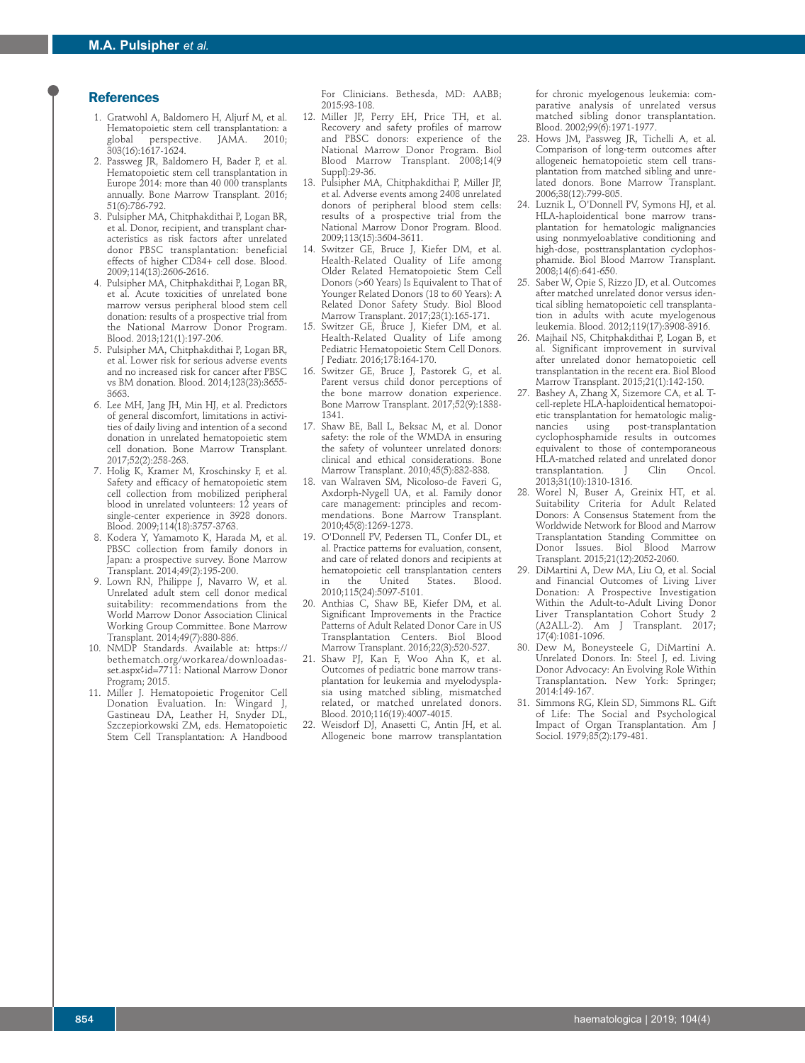## References

1. Gratwohl A, Baldomero H, Aljurf M, et al. Hematopoietic stem cell transplantation: a global perspective. JAMA. 2010; 303(16):1617-1624.
2. Passweg JR, Baldomero H, Bader P, et al. Hematopoietic stem cell transplantation in Europe 2014: more than 40 000 transplants annually. Bone Marrow Transplant. 2016; 51(6):786-792.
3. Pulsipher MA, Chitphakdithai P, Logan BR, et al. Donor, recipient, and transplant characteristics as risk factors after unrelated donor PBSC transplantation: beneficial effects of higher CD34+ cell dose. Blood. 2009;114(13):2606-2616.
4. Pulsipher MA, Chitphakdithai P, Logan BR, et al. Acute toxicities of unrelated bone marrow versus peripheral blood stem cell donation: results of a prospective trial from the National Marrow Donor Program. Blood. 2013;121(1):197-206.
5. Pulsipher MA, Chitphakdithai P, Logan BR, et al. Lower risk for serious adverse events and no increased risk for cancer after PBSC vs BM donation. Blood. 2014;123(23):3655-3663.
6. Lee MH, Jang JH, Min HJ, et al. Predictors of general discomfort, limitations in activities of daily living and intention of a second donation in unrelated hematopoietic stem cell donation. Bone Marrow Transplant. 2017;52(2):258-263.
7. Holig K, Kramer M, Kroschinsky F, et al. Safety and efficacy of hematopoietic stem cell collection from mobilized peripheral blood in unrelated volunteers: 12 years of single-center experience in 3928 donors. Blood. 2009;114(18):3757-3763.
8. Kodera Y, Yamamoto K, Harada M, et al. PBSC collection from family donors in Japan: a prospective survey. Bone Marrow Transplant. 2014;49(2):195-200.
9. Lown RN, Philippe J, Navarro W, et al. Unrelated adult stem cell donor medical suitability: recommendations from the World Marrow Donor Association Clinical Working Group Committee. Bone Marrow Transplant. 2014;49(7):880-886.
10. NMDP Standards. Available at: https://bethematch.org/workarea/downloadasset.aspx?id=7711: National Marrow Donor Program; 2015.
11. Miller J. Hematopoietic Progenitor Cell Donation Evaluation. In: Wingard J, Gastineau DA, Leather H, Snyder DL, Szczepiorkowski ZM, eds. Hematopoietic Stem Cell Transplantation: A Handbood For Clinicians. Bethesda, MD: AABB; 2015:93-108.
12. Miller JP, Perry EH, Price TH, et al. Recovery and safety profiles of marrow and PBSC donors: experience of the National Marrow Donor Program. Biol Blood Marrow Transplant. 2008;14(9 Suppl):29-36.
13. Pulsipher MA, Chitphakdithai P, Miller JP, et al. Adverse events among 2408 unrelated donors of peripheral blood stem cells: results of a prospective trial from the National Marrow Donor Program. Blood. 2009;113(15):3604-3611.
14. Switzer GE, Bruce J, Kiefer DM, et al. Health-Related Quality of Life among Older Related Hematopoietic Stem Cell Donors (>60 Years) Is Equivalent to That of Younger Related Donors (18 to 60 Years): A Related Donor Safety Study. Biol Blood Marrow Transplant. 2017;23(1):165-171.
15. Switzer GE, Bruce J, Kiefer DM, et al. Health-Related Quality of Life among Pediatric Hematopoietic Stem Cell Donors. J Pediatr. 2016;178:164-170.
16. Switzer GE, Bruce J, Pastorek G, et al. Parent versus child donor perceptions of the bone marrow donation experience. Bone Marrow Transplant. 2017;52(9):1338-1341.
17. Shaw BE, Ball L, Beksac M, et al. Donor safety: the role of the WMDA in ensuring the safety of volunteer unrelated donors: clinical and ethical considerations. Bone Marrow Transplant. 2010;45(5):832-838.
18. van Walraven SM, Nicoloso-de Faveri G, Axdorph-Nygell UA, et al. Family donor care management: principles and recommendations. Bone Marrow Transplant. 2010;45(8):1269-1273.
19. O'Donnell PV, Pedersen TL, Confer DL, et al. Practice patterns for evaluation, consent, and care of related donors and recipients at hematopoietic cell transplantation centers in the United States. Blood. 2010;115(24):5097-5101.
20. Anthias C, Shaw BE, Kiefer DM, et al. Significant Improvements in the Practice Patterns of Adult Related Donor Care in US Transplantation Centers. Biol Blood Marrow Transplant. 2016;22(3):520-527.
21. Shaw PJ, Kan F, Woo Ahn K, et al. Outcomes of pediatric bone marrow transplantation for leukemia and myelodysplasia using matched sibling, mismatched related, or matched unrelated donors. Blood. 2010;116(19):4007-4015.
22. Weisdorf DJ, Anasetti C, Antin JH, et al. Allogeneic bone marrow transplantation for chronic myelogenous leukemia: comparative analysis of unrelated versus matched sibling donor transplantation. Blood. 2002;99(6):1971-1977.
23. Hows JM, Passweg JR, Tichelli A, et al. Comparison of long-term outcomes after allogeneic hematopoietic stem cell transplantation from matched sibling and unrelated donors. Bone Marrow Transplant. 2006;38(12):799-805.
24. Luznik L, O'Donnell PV, Symons HJ, et al. HLA-haploidentical bone marrow transplantation for hematologic malignancies using nonmyeloablative conditioning and high-dose, posttransplantation cyclophosphamide. Biol Blood Marrow Transplant. 2008;14(6):641-650.
25. Saber W, Opie S, Rizzo JD, et al. Outcomes after matched unrelated donor versus identical sibling hematopoietic cell transplantation in adults with acute myelogenous leukemia. Blood. 2012;119(17):3908-3916.
26. Majhail NS, Chitphakdithai P, Logan B, et al. Significant improvement in survival after unrelated donor hematopoietic cell transplantation in the recent era. Biol Blood Marrow Transplant. 2015;21(1):142-150.
27. Bashey A, Zhang X, Sizemore CA, et al. T-cell-replete HLA-haploidentical hematopoietic transplantation for hematologic malignancies using post-transplantation cyclophosphamide results in outcomes equivalent to those of contemporaneous HLA-matched related and unrelated donor transplantation. J Clin Oncol. 2013;31(10):1310-1316.
28. Worel N, Buser A, Greinix HT, et al. Suitability Criteria for Adult Related Donors: A Consensus Statement from the Worldwide Network for Blood and Marrow Transplantation Standing Committee on Donor Issues. Biol Blood Marrow Transplant. 2015;21(12):2052-2060.
29. DiMartini A, Dew MA, Liu Q, et al. Social and Financial Outcomes of Living Liver Donation: A Prospective Investigation Within the Adult-to-Adult Living Donor Liver Transplantation Cohort Study 2 (A2ALL-2). Am J Transplant. 2017; 17(4):1081-1096.
30. Dew M, Boneysteele G, DiMartini A. Unrelated Donors. In: Steel J, ed. Living Donor Advocacy: An Evolving Role Within Transplantation. New York: Springer; 2014:149-167.
31. Simmons RG, Klein SD, Simmons RL. Gift of Life: The Social and Psychological Impact of Organ Transplantation. Am J Sociol. 1979;85(2):179-481.